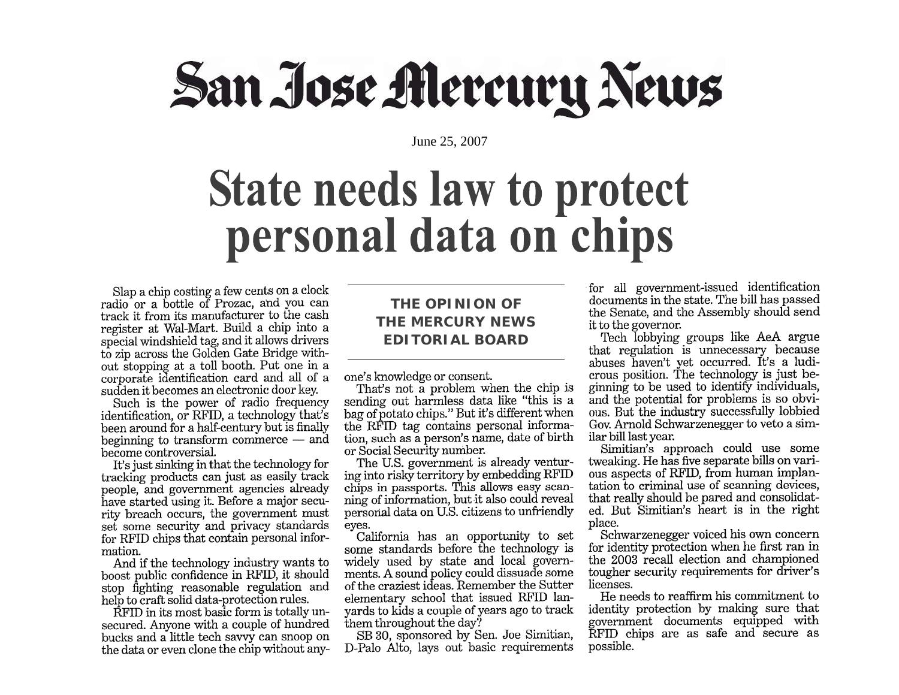# San Jose Mercury News

June 25, 2007

# State needs law to protect personal data on chips

**THE OPINION OF THE MERCURY NEWS EDITORIAL BOARD**

Slap a chip costing a few cents on a clock radio or a bottle of Prozac, and you can track it from its manufacturer to the cash register at Wal-Mart. Build a chip into a special windshield tag, and it allows drivers to zip across the Golden Gate Bridge without stopping at a toll booth. Put one in a corporate identification card and all of a sudden it becomes an electronic door key.

Such is the power of radio frequency identification, or RFID, a technology that's been around for a half-century but is finally beginning to transform commerce — and become controversial.

It's just sinking in that the technology for tracking products can just as easily track people, and government agencies already have started using it. Before a major security breach occurs, the government must set some security and privacy standards for RFID chips that contain personal information.

And if the technology industry wants to boost public confidence in RFID, it should stop fighting reasonable regulation and help to craft solid data-protection rules.

RFID in its most basic form is totally unsecured. Anyone with a couple of hundred bucks and a little tech savvy can snoop on the data or even clone the chip without anyone's knowledge or consent.

That's not a problem when the chip is sending out harmless data like "this is a bag of potato chips." But it's different when the RFID tag contains personal information, such as a person's name, date of birth or Social Security number.

The U.S. government is already venturing into risky territory by embedding RFID chips in passports. This allows easy scanning of information, but it also could reveal personal data on U.S. citizens to unfriendly eyes.

California has an opportunity to set some standards before the technology is widely used by state and local governments. A sound policy could dissuade some of the craziest ideas. Remember the Sutter elementary school that issued RFID lanyards to kids a couple of years ago to track them throughout the day?

SB 30, sponsored by Sen. Joe Simitian, D-Palo Alto, lays out basic requirements for all government-issued identification documents in the state. The bill has passed the Senate, and the Assembly should send it to the governor.

Tech lobbying groups like AeA argue that regulation is unnecessary because abuses haven't yet occurred. It's a ludicrous position. The technology is just beginning to be used to identify individuals, and the potential for problems is so obvious. But the industry successfully lobbied Gov. Arnold Schwarzenegger to veto a similar bill last year.

Simitian's approach could use some tweaking. He has five separate bills on various aspects of RFID, from human implantation to criminal use of scanning devices, that really should be pared and consolidated. But Simitian's heart is in the right place.

Schwarzenegger voiced his own concern for identity protection when he first ran in the 2003 recall election and championed tougher security requirements for driver's licenses.

He needs to reaffirm his commitment to identity protection by making sure that government documents equipped with RFID chips are as safe and secure as possible.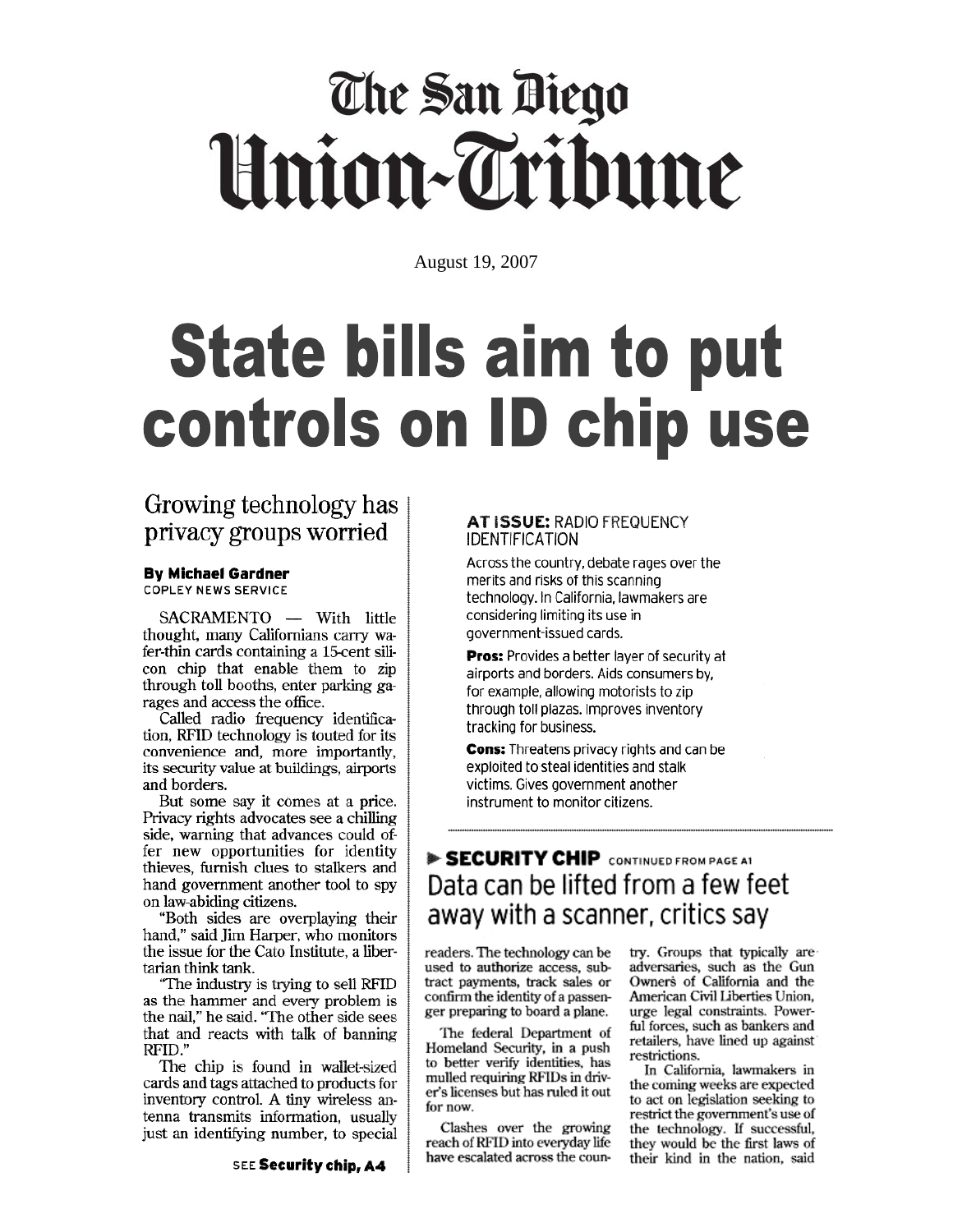# The San Diego Union-Tribune

August 19, 2007

# State bills aim to put controls on ID chip use

## Growing technology has privacy groups worried

**By Michael Gardner**
COPLEY NEWS SERVICE

SACRAMENTO — With little thought, many Californians carry wafer-thin cards containing a 15-cent silicon chip that enable them to zip through toll booths, enter parking garages and access the office.

Called radio frequency identification, RFID technology is touted for its convenience and, more importantly, its security value at buildings, airports and borders.

But some say it comes at a price. Privacy rights advocates see a chilling side, warning that advances could offer new opportunities for identity thieves, furnish clues to stalkers and hand government another tool to spy on law-abiding citizens.

"Both sides are overplaying their hand," said Jim Harper, who monitors the issue for the Cato Institute, a libertarian think tank.

"The industry is trying to sell RFID as the hammer and every problem is the nail," he said. "The other side sees that and reacts with talk of banning RFID."

The chip is found in wallet-sized cards and tags attached to products for inventory control. A tiny wireless antenna transmits information, usually just an identifying number, to special

SEE **Security chip, A4**

**AT ISSUE:** RADIO FREQUENCY IDENTIFICATION

Across the country, debate rages over the merits and risks of this scanning technology. In California, lawmakers are considering limiting its use in government-issued cards.

**Pros:** Provides a better layer of security at airports and borders. Aids consumers by, for example, allowing motorists to zip through toll plazas. Improves inventory tracking for business.

**Cons:** Threatens privacy rights and can be exploited to steal identities and stalk victims. Gives government another instrument to monitor citizens.

**▶ SECURITY CHIP** CONTINUED FROM PAGE A1

## Data can be lifted from a few feet away with a scanner, critics say

readers. The technology can be used to authorize access, subtract payments, track sales or confirm the identity of a passenger preparing to board a plane.

The federal Department of Homeland Security, in a push to better verify identities, has mulled requiring RFIDs in driver's licenses but has ruled it out for now.

Clashes over the growing reach of RFID into everyday life have escalated across the country. Groups that typically are adversaries, such as the Gun Owners of California and the American Civil Liberties Union, urge legal constraints. Powerful forces, such as bankers and retailers, have lined up against restrictions.

In California, lawmakers in the coming weeks are expected to act on legislation seeking to restrict the government's use of the technology. If successful, they would be the first laws of their kind in the nation, said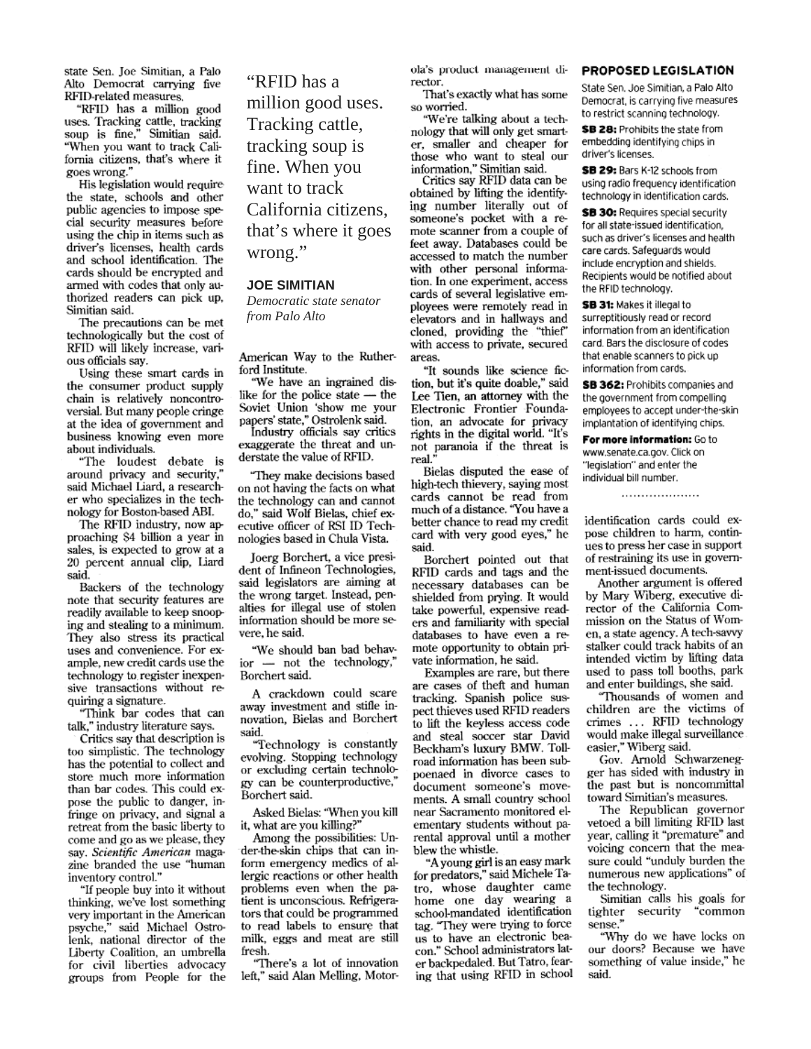state Sen. Joe Simitian, a Palo Alto Democrat carrying five RFID-related measures.

"RFID has a million good uses. Tracking cattle, tracking soup is fine," Simitian said. "When you want to track California citizens, that's where it goes wrong."

His legislation would require the state, schools and other public agencies to impose special security measures before using the chip in items such as driver's licenses, health cards and school identification. The cards should be encrypted and armed with codes that only authorized readers can pick up, Simitian said.

The precautions can be met technologically but the cost of RFID will likely increase, various officials say.

Using these smart cards in the consumer product supply chain is relatively noncontroversial. But many people cringe at the idea of government and business knowing even more about individuals.

"The loudest debate is around privacy and security," said Michael Liard, a researcher who specializes in the technology for Boston-based ABI.

The RFID industry, now approaching $4 billion a year in sales, is expected to grow at a 20 percent annual clip, Liard said.

Backers of the technology note that security features are readily available to keep snooping and stealing to a minimum. They also stress its practical uses and convenience. For example, new credit cards use the technology to register inexpensive transactions without requiring a signature.

"Think bar codes that can talk," industry literature says.

Critics say that description is too simplistic. The technology has the potential to collect and store much more information than bar codes. This could expose the public to danger, infringe on privacy, and signal a retreat from the basic liberty to come and go as we please, they say. *Scientific American* magazine branded the use "human inventory control."

"If people buy into it without thinking, we've lost something very important in the American psyche," said Michael Ostrolenk, national director of the Liberty Coalition, an umbrella for civil liberties advocacy groups from People for the American Way to the Rutherford Institute.

> "RFID has a million good uses. Tracking cattle, tracking soup is fine. When you want to track California citizens, that's where it goes wrong."
>
> **JOE SIMITIAN**
> *Democratic state senator from Palo Alto*

"We have an ingrained dislike for the police state — the Soviet Union 'show me your papers' state," Ostrolenk said.

Industry officials say critics exaggerate the threat and understate the value of RFID.

"They make decisions based on not having the facts on what the technology can and cannot do," said Wolf Bielas, chief executive officer of RSI ID Technologies based in Chula Vista.

Joerg Borchert, a vice president of Infineon Technologies, said legislators are aiming at the wrong target. Instead, penalties for illegal use of stolen information should be more severe, he said.

"We should ban bad behavior — not the technology," Borchert said.

A crackdown could scare away investment and stifle innovation, Bielas and Borchert said.

"Technology is constantly evolving. Stopping technology or excluding certain technology can be counterproductive," Borchert said.

Asked Bielas: "When you kill it, what are you killing?"

Among the possibilities: Under-the-skin chips that can inform emergency medics of allergic reactions or other health problems even when the patient is unconscious. Refrigerators that could be programmed to read labels to ensure that milk, eggs and meat are still fresh.

"There's a lot of innovation left," said Alan Melling, Motorola's product management director.

That's exactly what has some so worried.

"We're talking about a technology that will only get smarter, smaller and cheaper for those who want to steal our information," Simitian said.

Critics say RFID data can be obtained by lifting the identifying number literally out of someone's pocket with a remote scanner from a couple of feet away. Databases could be accessed to match the number with other personal information. In one experiment, access cards of several legislative employees were remotely read in elevators and in hallways and cloned, providing the "thief" with access to private, secured areas.

"It sounds like science fiction, but it's quite doable," said Lee Tien, an attorney with the Electronic Frontier Foundation, an advocate for privacy rights in the digital world. "It's not paranoia if the threat is real."

Bielas disputed the ease of high-tech thievery, saying most cards cannot be read from much of a distance. "You have a better chance to read my credit card with very good eyes," he said.

Borchert pointed out that RFID cards and tags and the necessary databases can be shielded from prying. It would take powerful, expensive readers and familiarity with special databases to have even a remote opportunity to obtain private information, he said.

Examples are rare, but there are cases of theft and human tracking. Spanish police suspect thieves used RFID readers to lift the keyless access code and steal soccer star David Beckham's luxury BMW. Toll-road information has been subpoenaed in divorce cases to document someone's movements. A small country school near Sacramento monitored elementary students without parental approval until a mother blew the whistle.

"A young girl is an easy mark for predators," said Michele Tatro, whose daughter came home one day wearing a school-mandated identification tag. "They were trying to force us to have an electronic beacon." School administrators later backpedaled. But Tatro, fearing that using RFID in school identification cards could expose children to harm, continues to press her case in support of restraining its use in government-issued documents.

Another argument is offered by Mary Wiberg, executive director of the California Commission on the Status of Women, a state agency. A tech-savvy stalker could track habits of an intended victim by lifting data used to pass toll booths, park and enter buildings, she said.

"Thousands of women and children are the victims of crimes … RFID technology would make illegal surveillance easier," Wiberg said.

Gov. Arnold Schwarzenegger has sided with industry in the past but is noncommittal toward Simitian's measures.

The Republican governor vetoed a bill limiting RFID last year, calling it "premature" and voicing concern that the measure could "unduly burden the numerous new applications" of the technology.

Simitian calls his goals for tighter security "common sense."

"Why do we have locks on our doors? Because we have something of value inside," he said.

## PROPOSED LEGISLATION

State Sen. Joe Simitian, a Palo Alto Democrat, is carrying five measures to restrict scanning technology.

**SB 28:** Prohibits the state from embedding identifying chips in driver's licenses.

**SB 29:** Bars K-12 schools from using radio frequency identification technology in identification cards.

**SB 30:** Requires special security for all state-issued identification, such as driver's licenses and health care cards. Safeguards would include encryption and shields. Recipients would be notified about the RFID technology.

**SB 31:** Makes it illegal to surreptitiously read or record information from an identification card. Bars the disclosure of codes that enable scanners to pick up information from cards.

**SB 362:** Prohibits companies and the government from compelling employees to accept under-the-skin implantation of identifying chips.

**For more information:** Go to www.senate.ca.gov. Click on "legislation" and enter the individual bill number.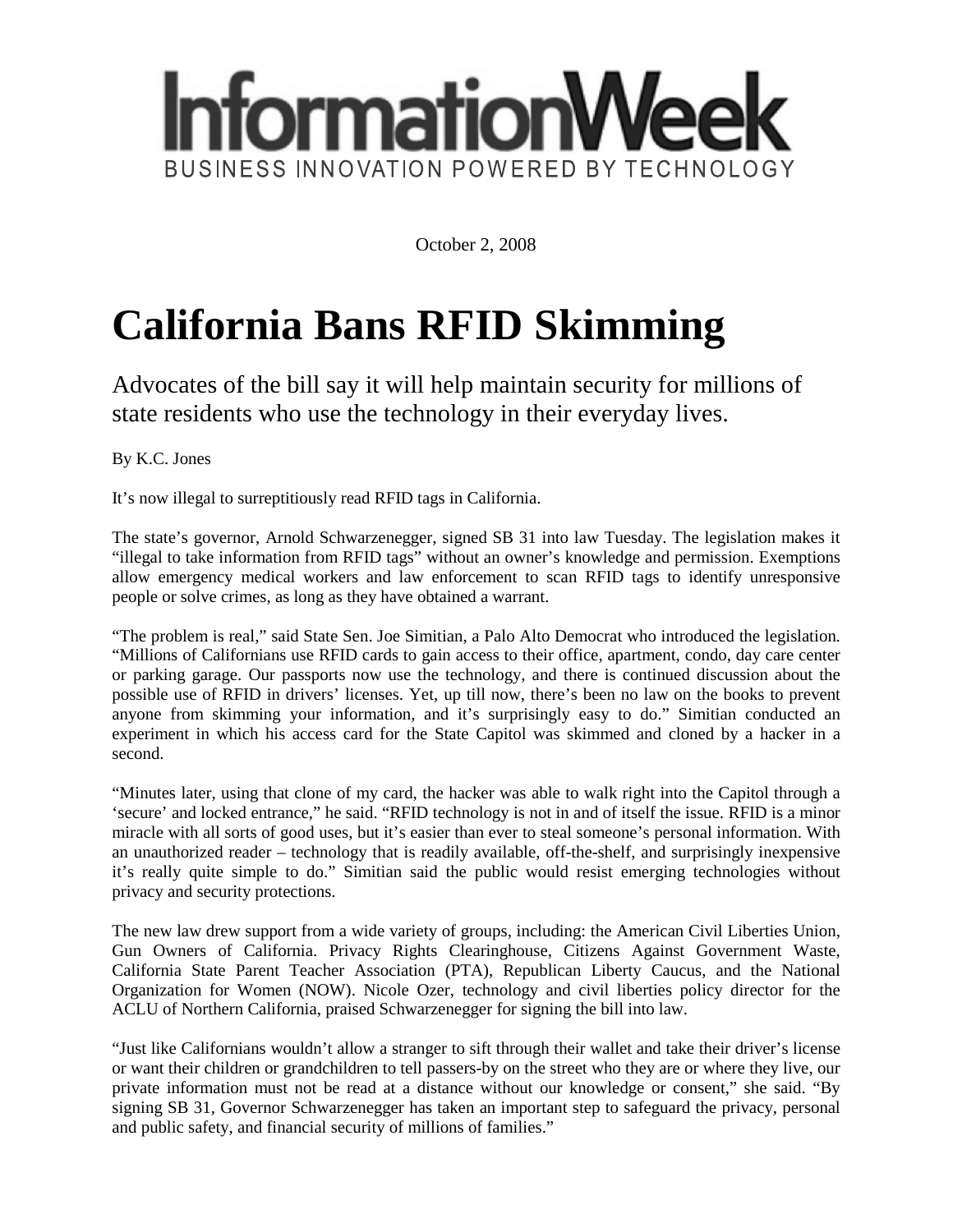# InformationWeek

BUSINESS INNOVATION POWERED BY TECHNOLOGY

October 2, 2008

# California Bans RFID Skimming

## Advocates of the bill say it will help maintain security for millions of state residents who use the technology in their everyday lives.

By K.C. Jones

It's now illegal to surreptitiously read RFID tags in California.

The state's governor, Arnold Schwarzenegger, signed SB 31 into law Tuesday. The legislation makes it "illegal to take information from RFID tags" without an owner's knowledge and permission. Exemptions allow emergency medical workers and law enforcement to scan RFID tags to identify unresponsive people or solve crimes, as long as they have obtained a warrant.

"The problem is real," said State Sen. Joe Simitian, a Palo Alto Democrat who introduced the legislation. "Millions of Californians use RFID cards to gain access to their office, apartment, condo, day care center or parking garage. Our passports now use the technology, and there is continued discussion about the possible use of RFID in drivers' licenses. Yet, up till now, there's been no law on the books to prevent anyone from skimming your information, and it's surprisingly easy to do." Simitian conducted an experiment in which his access card for the State Capitol was skimmed and cloned by a hacker in a second.

"Minutes later, using that clone of my card, the hacker was able to walk right into the Capitol through a 'secure' and locked entrance," he said. "RFID technology is not in and of itself the issue. RFID is a minor miracle with all sorts of good uses, but it's easier than ever to steal someone's personal information. With an unauthorized reader – technology that is readily available, off-the-shelf, and surprisingly inexpensive it's really quite simple to do." Simitian said the public would resist emerging technologies without privacy and security protections.

The new law drew support from a wide variety of groups, including: the American Civil Liberties Union, Gun Owners of California. Privacy Rights Clearinghouse, Citizens Against Government Waste, California State Parent Teacher Association (PTA), Republican Liberty Caucus, and the National Organization for Women (NOW). Nicole Ozer, technology and civil liberties policy director for the ACLU of Northern California, praised Schwarzenegger for signing the bill into law.

"Just like Californians wouldn't allow a stranger to sift through their wallet and take their driver's license or want their children or grandchildren to tell passers-by on the street who they are or where they live, our private information must not be read at a distance without our knowledge or consent," she said. "By signing SB 31, Governor Schwarzenegger has taken an important step to safeguard the privacy, personal and public safety, and financial security of millions of families."